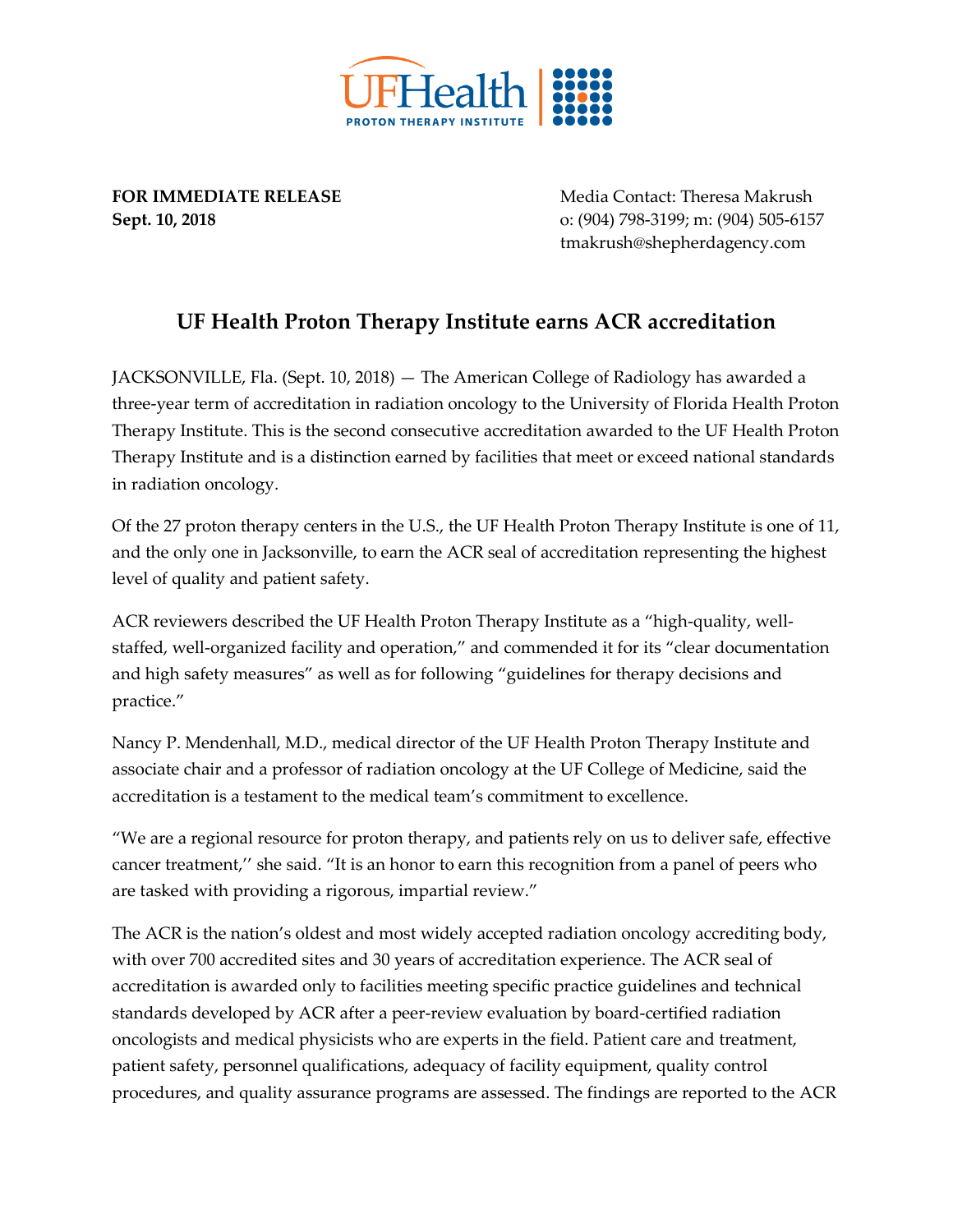UFHealth | PROTON THERAPY INSTITUTE

**FOR IMMEDIATE RELEASE**
**Sept. 10, 2018**

Media Contact: Theresa Makrush
o: (904) 798-3199; m: (904) 505-6157
tmakrush@shepherdagency.com

# UF Health Proton Therapy Institute earns ACR accreditation

JACKSONVILLE, Fla. (Sept. 10, 2018) — The American College of Radiology has awarded a three-year term of accreditation in radiation oncology to the University of Florida Health Proton Therapy Institute. This is the second consecutive accreditation awarded to the UF Health Proton Therapy Institute and is a distinction earned by facilities that meet or exceed national standards in radiation oncology.

Of the 27 proton therapy centers in the U.S., the UF Health Proton Therapy Institute is one of 11, and the only one in Jacksonville, to earn the ACR seal of accreditation representing the highest level of quality and patient safety.

ACR reviewers described the UF Health Proton Therapy Institute as a "high-quality, well-staffed, well-organized facility and operation," and commended it for its "clear documentation and high safety measures" as well as for following "guidelines for therapy decisions and practice."

Nancy P. Mendenhall, M.D., medical director of the UF Health Proton Therapy Institute and associate chair and a professor of radiation oncology at the UF College of Medicine, said the accreditation is a testament to the medical team's commitment to excellence.

"We are a regional resource for proton therapy, and patients rely on us to deliver safe, effective cancer treatment,'' she said. "It is an honor to earn this recognition from a panel of peers who are tasked with providing a rigorous, impartial review."

The ACR is the nation's oldest and most widely accepted radiation oncology accrediting body, with over 700 accredited sites and 30 years of accreditation experience. The ACR seal of accreditation is awarded only to facilities meeting specific practice guidelines and technical standards developed by ACR after a peer-review evaluation by board-certified radiation oncologists and medical physicists who are experts in the field. Patient care and treatment, patient safety, personnel qualifications, adequacy of facility equipment, quality control procedures, and quality assurance programs are assessed. The findings are reported to the ACR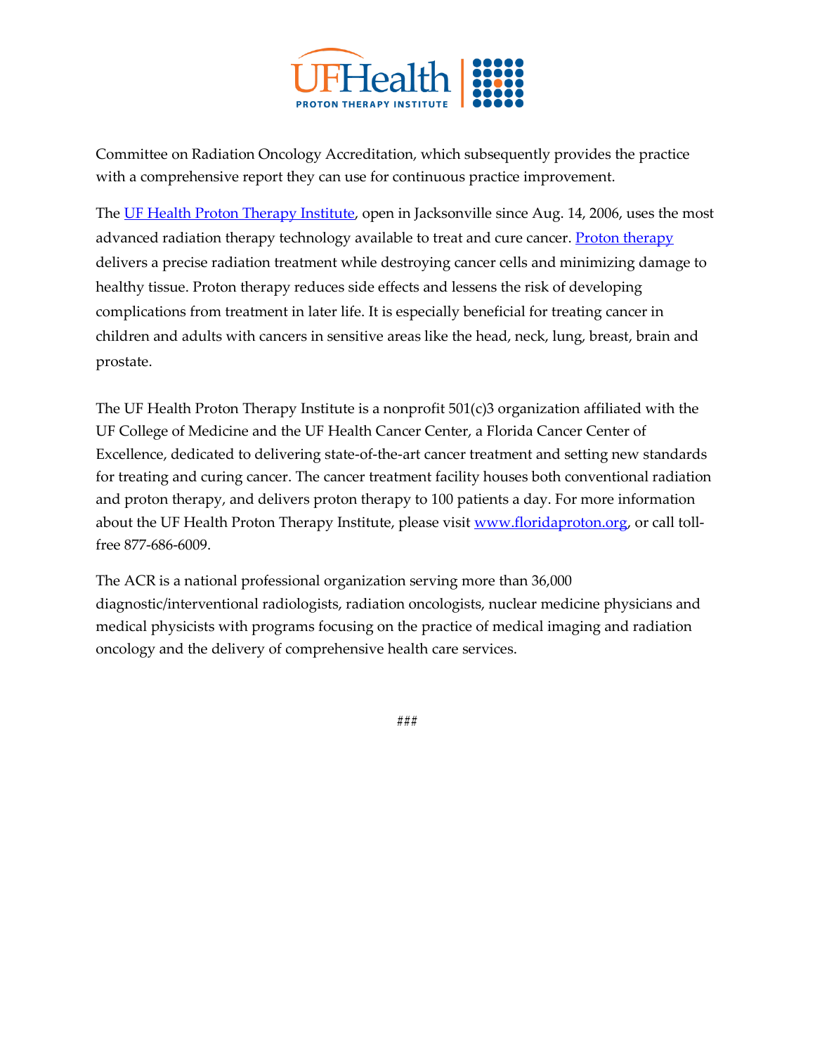Committee on Radiation Oncology Accreditation, which subsequently provides the practice with a comprehensive report they can use for continuous practice improvement.

The UF Health Proton Therapy Institute, open in Jacksonville since Aug. 14, 2006, uses the most advanced radiation therapy technology available to treat and cure cancer. Proton therapy delivers a precise radiation treatment while destroying cancer cells and minimizing damage to healthy tissue. Proton therapy reduces side effects and lessens the risk of developing complications from treatment in later life. It is especially beneficial for treating cancer in children and adults with cancers in sensitive areas like the head, neck, lung, breast, brain and prostate.

The UF Health Proton Therapy Institute is a nonprofit 501(c)3 organization affiliated with the UF College of Medicine and the UF Health Cancer Center, a Florida Cancer Center of Excellence, dedicated to delivering state-of-the-art cancer treatment and setting new standards for treating and curing cancer. The cancer treatment facility houses both conventional radiation and proton therapy, and delivers proton therapy to 100 patients a day. For more information about the UF Health Proton Therapy Institute, please visit www.floridaproton.org, or call toll-free 877-686-6009.

The ACR is a national professional organization serving more than 36,000 diagnostic/interventional radiologists, radiation oncologists, nuclear medicine physicians and medical physicists with programs focusing on the practice of medical imaging and radiation oncology and the delivery of comprehensive health care services.

###